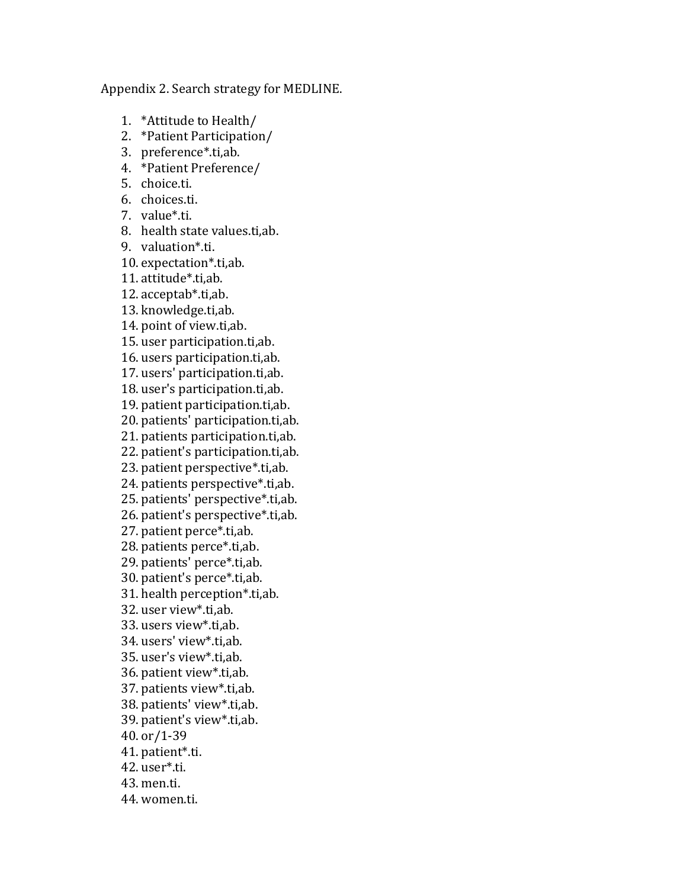Appendix 2. Search strategy for MEDLINE.

1. *Attitude to Health/
2. *Patient Participation/
3. preference*.ti,ab.
4. *Patient Preference/
5. choice.ti.
6. choices.ti.
7. value*.ti.
8. health state values.ti,ab.
9. valuation*.ti.
10. expectation*.ti,ab.
11. attitude*.ti,ab.
12. acceptab*.ti,ab.
13. knowledge.ti,ab.
14. point of view.ti,ab.
15. user participation.ti,ab.
16. users participation.ti,ab.
17. users' participation.ti,ab.
18. user's participation.ti,ab.
19. patient participation.ti,ab.
20. patients' participation.ti,ab.
21. patients participation.ti,ab.
22. patient's participation.ti,ab.
23. patient perspective*.ti,ab.
24. patients perspective*.ti,ab.
25. patients' perspective*.ti,ab.
26. patient's perspective*.ti,ab.
27. patient perce*.ti,ab.
28. patients perce*.ti,ab.
29. patients' perce*.ti,ab.
30. patient's perce*.ti,ab.
31. health perception*.ti,ab.
32. user view*.ti,ab.
33. users view*.ti,ab.
34. users' view*.ti,ab.
35. user's view*.ti,ab.
36. patient view*.ti,ab.
37. patients view*.ti,ab.
38. patients' view*.ti,ab.
39. patient's view*.ti,ab.
40. or/1-39
41. patient*.ti.
42. user*.ti.
43. men.ti.
44. women.ti.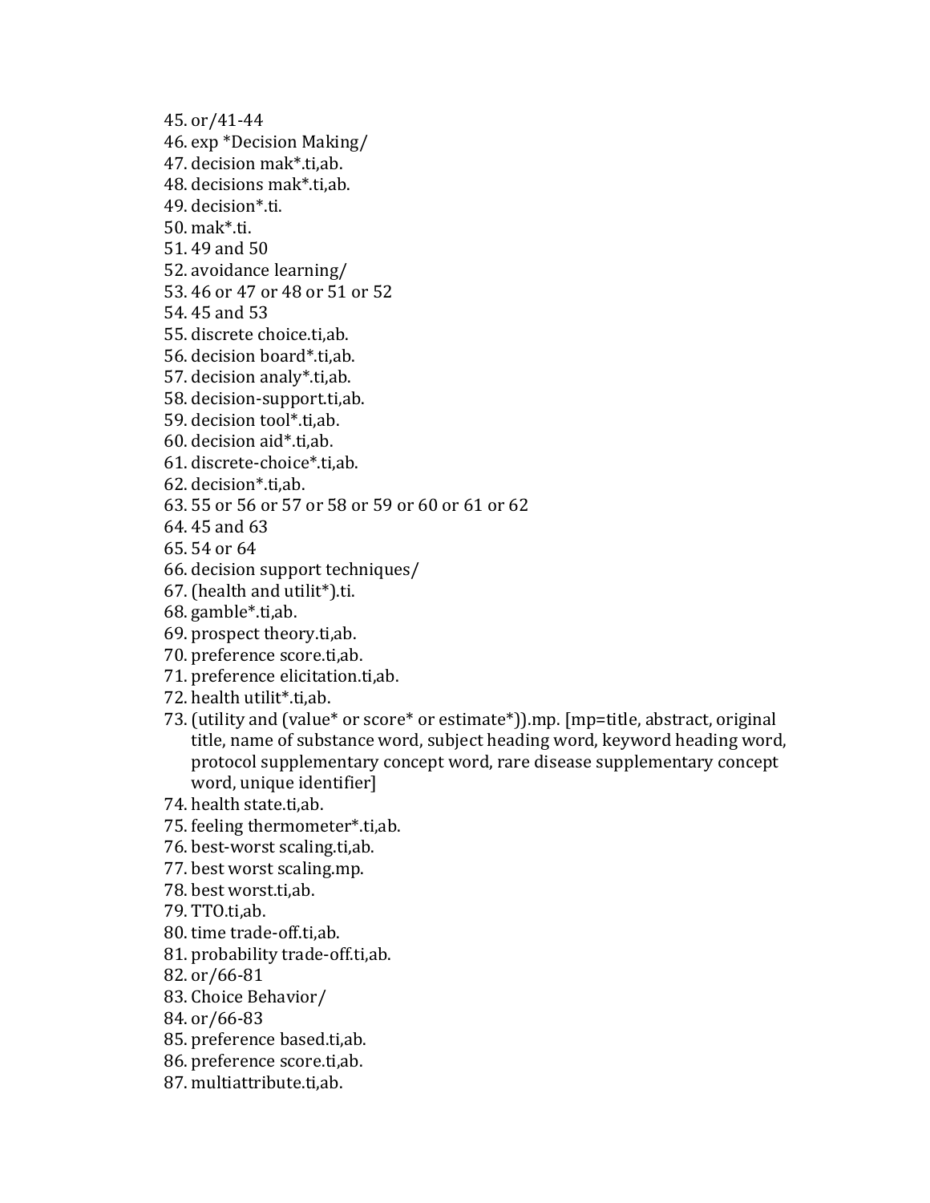45. or/41-44
46. exp *Decision Making/
47. decision mak*.ti,ab.
48. decisions mak*.ti,ab.
49. decision*.ti.
50. mak*.ti.
51. 49 and 50
52. avoidance learning/
53. 46 or 47 or 48 or 51 or 52
54. 45 and 53
55. discrete choice.ti,ab.
56. decision board*.ti,ab.
57. decision analy*.ti,ab.
58. decision-support.ti,ab.
59. decision tool*.ti,ab.
60. decision aid*.ti,ab.
61. discrete-choice*.ti,ab.
62. decision*.ti,ab.
63. 55 or 56 or 57 or 58 or 59 or 60 or 61 or 62
64. 45 and 63
65. 54 or 64
66. decision support techniques/
67. (health and utilit*).ti.
68. gamble*.ti,ab.
69. prospect theory.ti,ab.
70. preference score.ti,ab.
71. preference elicitation.ti,ab.
72. health utilit*.ti,ab.
73. (utility and (value* or score* or estimate*)).mp. [mp=title, abstract, original title, name of substance word, subject heading word, keyword heading word, protocol supplementary concept word, rare disease supplementary concept word, unique identifier]
74. health state.ti,ab.
75. feeling thermometer*.ti,ab.
76. best-worst scaling.ti,ab.
77. best worst scaling.mp.
78. best worst.ti,ab.
79. TTO.ti,ab.
80. time trade-off.ti,ab.
81. probability trade-off.ti,ab.
82. or/66-81
83. Choice Behavior/
84. or/66-83
85. preference based.ti,ab.
86. preference score.ti,ab.
87. multiattribute.ti,ab.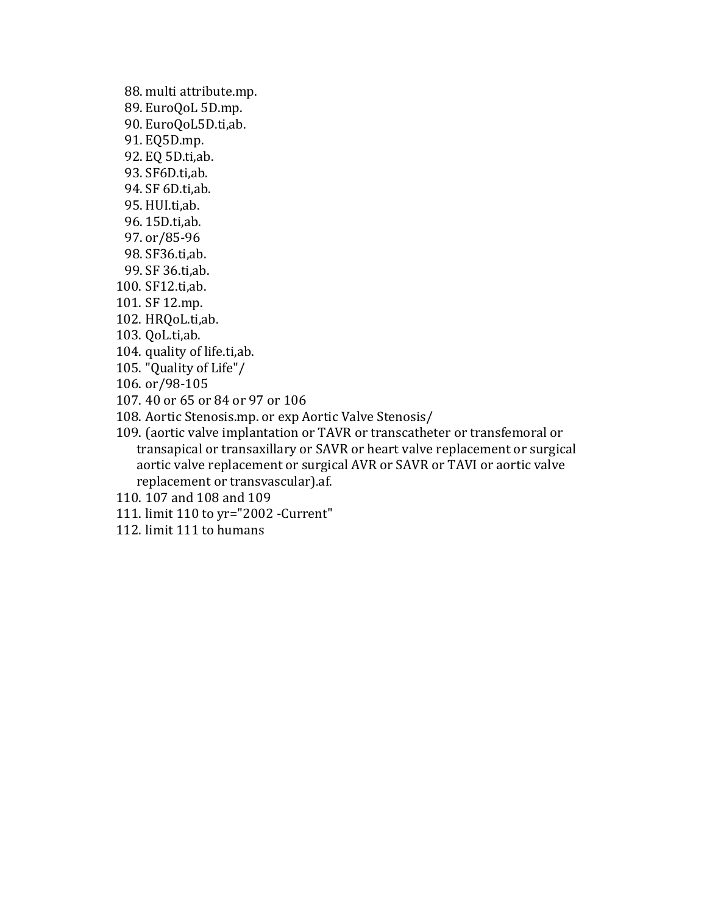88. multi attribute.mp.
89. EuroQoL 5D.mp.
90. EuroQoL5D.ti,ab.
91. EQ5D.mp.
92. EQ 5D.ti,ab.
93. SF6D.ti,ab.
94. SF 6D.ti,ab.
95. HUI.ti,ab.
96. 15D.ti,ab.
97. or/85-96
98. SF36.ti,ab.
99. SF 36.ti,ab.
100. SF12.ti,ab.
101. SF 12.mp.
102. HRQoL.ti,ab.
103. QoL.ti,ab.
104. quality of life.ti,ab.
105. "Quality of Life"/
106. or/98-105
107. 40 or 65 or 84 or 97 or 106
108. Aortic Stenosis.mp. or exp Aortic Valve Stenosis/
109. (aortic valve implantation or TAVR or transcatheter or transfemoral or transapical or transaxillary or SAVR or heart valve replacement or surgical aortic valve replacement or surgical AVR or SAVR or TAVI or aortic valve replacement or transvascular).af.
110. 107 and 108 and 109
111. limit 110 to yr="2002 -Current"
112. limit 111 to humans